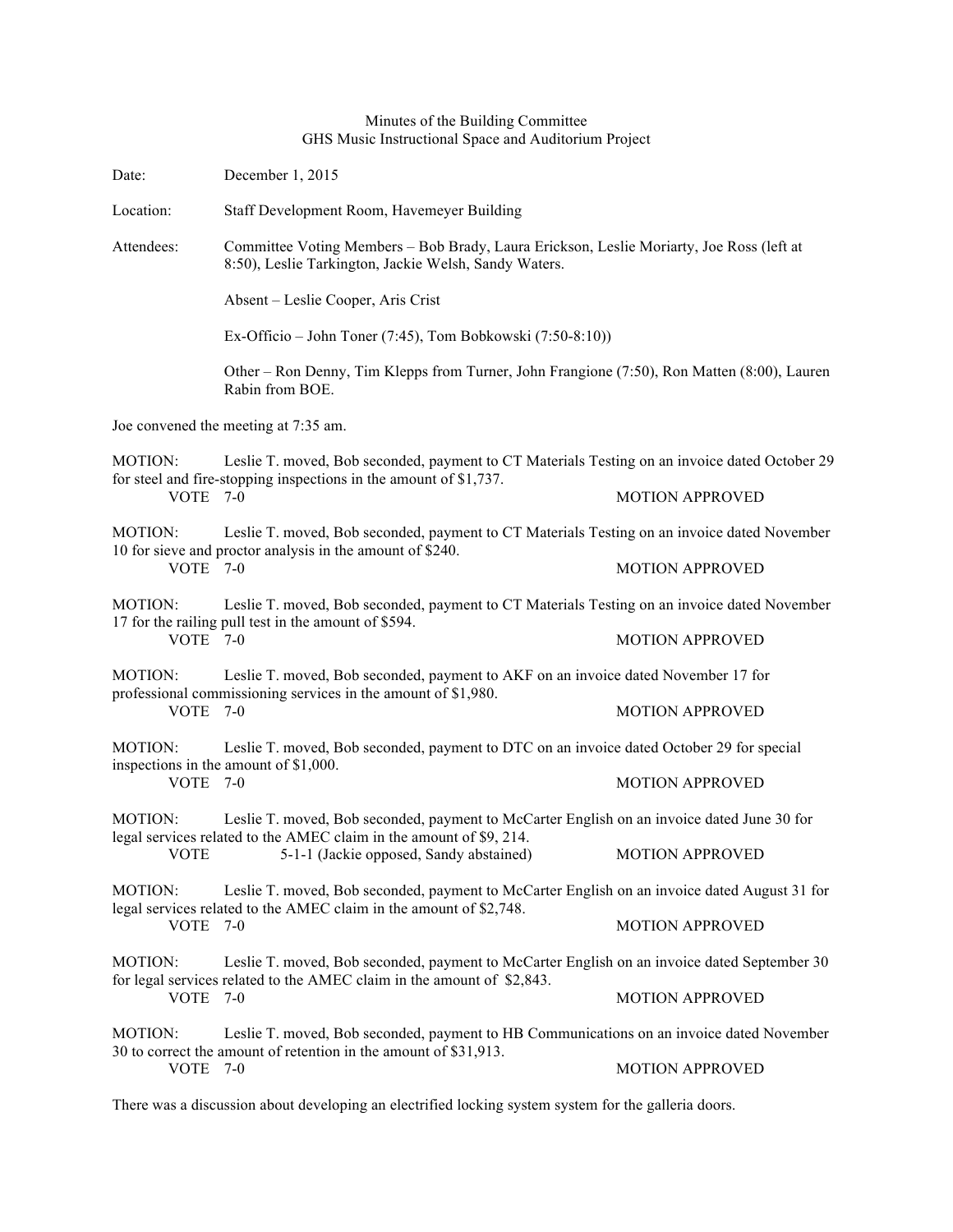Minutes of the Building Committee
GHS Music Instructional Space and Auditorium Project

Date: December 1, 2015

Location: Staff Development Room, Havemeyer Building

Attendees: Committee Voting Members – Bob Brady, Laura Erickson, Leslie Moriarty, Joe Ross (left at 8:50), Leslie Tarkington, Jackie Welsh, Sandy Waters.

Absent – Leslie Cooper, Aris Crist

Ex-Officio – John Toner (7:45), Tom Bobkowski (7:50-8:10))

Other – Ron Denny, Tim Klepps from Turner, John Frangione (7:50), Ron Matten (8:00), Lauren Rabin from BOE.

Joe convened the meeting at 7:35 am.

MOTION: Leslie T. moved, Bob seconded, payment to CT Materials Testing on an invoice dated October 29 for steel and fire-stopping inspections in the amount of $1,737.
VOTE 7-0 MOTION APPROVED

MOTION: Leslie T. moved, Bob seconded, payment to CT Materials Testing on an invoice dated November 10 for sieve and proctor analysis in the amount of $240.
VOTE 7-0 MOTION APPROVED

MOTION: Leslie T. moved, Bob seconded, payment to CT Materials Testing on an invoice dated November 17 for the railing pull test in the amount of $594.
VOTE 7-0 MOTION APPROVED

MOTION: Leslie T. moved, Bob seconded, payment to AKF on an invoice dated November 17 for professional commissioning services in the amount of $1,980.
VOTE 7-0 MOTION APPROVED

MOTION: Leslie T. moved, Bob seconded, payment to DTC on an invoice dated October 29 for special inspections in the amount of $1,000.
VOTE 7-0 MOTION APPROVED

MOTION: Leslie T. moved, Bob seconded, payment to McCarter English on an invoice dated June 30 for legal services related to the AMEC claim in the amount of $9, 214.
VOTE 5-1-1 (Jackie opposed, Sandy abstained) MOTION APPROVED

MOTION: Leslie T. moved, Bob seconded, payment to McCarter English on an invoice dated August 31 for legal services related to the AMEC claim in the amount of $2,748.
VOTE 7-0 MOTION APPROVED

MOTION: Leslie T. moved, Bob seconded, payment to McCarter English on an invoice dated September 30 for legal services related to the AMEC claim in the amount of $2,843.
VOTE 7-0 MOTION APPROVED

MOTION: Leslie T. moved, Bob seconded, payment to HB Communications on an invoice dated November 30 to correct the amount of retention in the amount of $31,913.
VOTE 7-0 MOTION APPROVED

There was a discussion about developing an electrified locking system system for the galleria doors.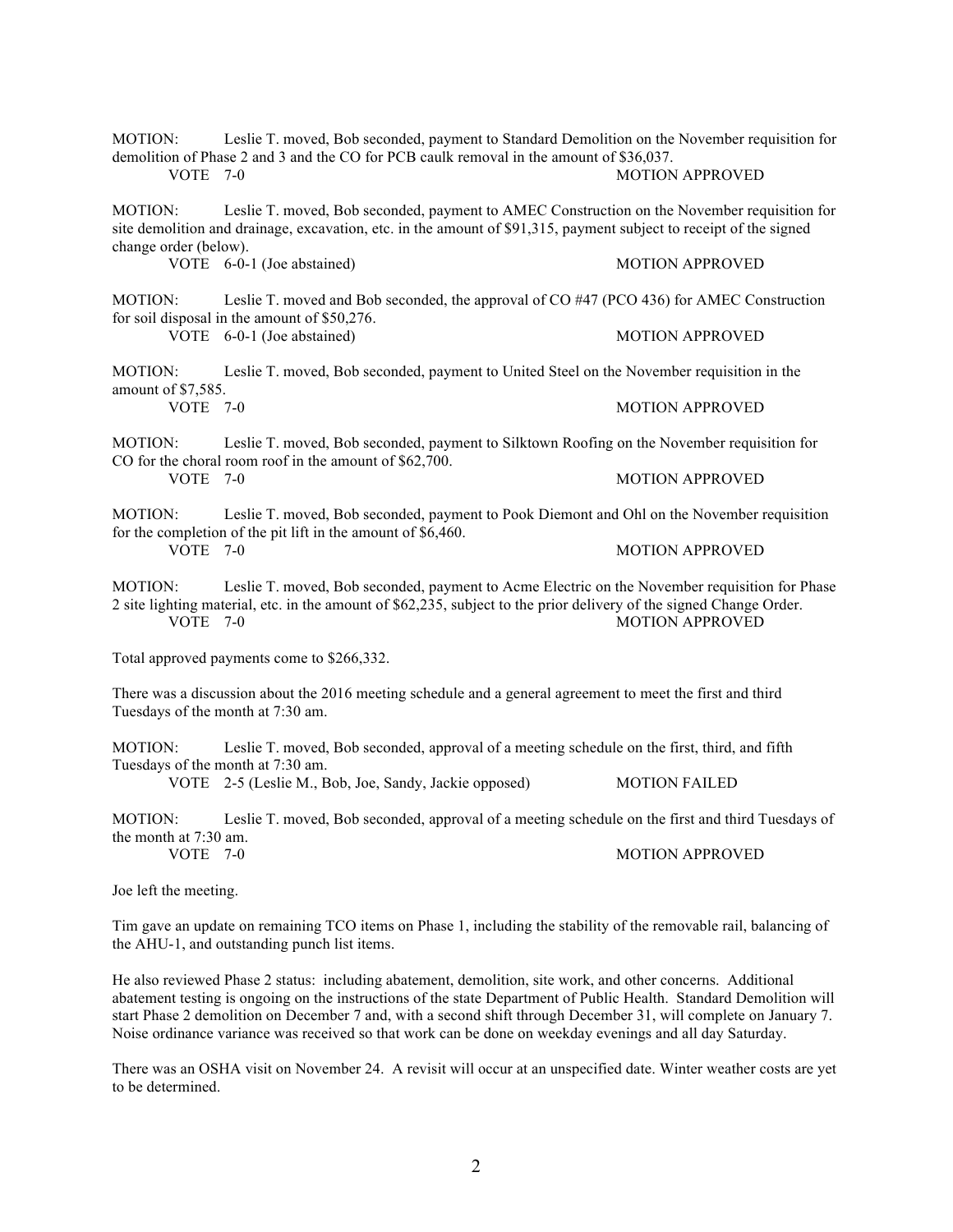MOTION: Leslie T. moved, Bob seconded, payment to Standard Demolition on the November requisition for demolition of Phase 2 and 3 and the CO for PCB caulk removal in the amount of $36,037.

VOTE 7-0 MOTION APPROVED

MOTION: Leslie T. moved, Bob seconded, payment to AMEC Construction on the November requisition for site demolition and drainage, excavation, etc. in the amount of $91,315, payment subject to receipt of the signed change order (below).

VOTE 6-0-1 (Joe abstained) MOTION APPROVED

MOTION: Leslie T. moved and Bob seconded, the approval of CO #47 (PCO 436) for AMEC Construction for soil disposal in the amount of $50,276.

VOTE 6-0-1 (Joe abstained) MOTION APPROVED

MOTION: Leslie T. moved, Bob seconded, payment to United Steel on the November requisition in the amount of $7,585.

VOTE 7-0 MOTION APPROVED

MOTION: Leslie T. moved, Bob seconded, payment to Silktown Roofing on the November requisition for CO for the choral room roof in the amount of $62,700.

VOTE 7-0 MOTION APPROVED

MOTION: Leslie T. moved, Bob seconded, payment to Pook Diemont and Ohl on the November requisition for the completion of the pit lift in the amount of $6,460.

VOTE 7-0 MOTION APPROVED

MOTION: Leslie T. moved, Bob seconded, payment to Acme Electric on the November requisition for Phase 2 site lighting material, etc. in the amount of $62,235, subject to the prior delivery of the signed Change Order.

VOTE 7-0 MOTION APPROVED

Total approved payments come to $266,332.

There was a discussion about the 2016 meeting schedule and a general agreement to meet the first and third Tuesdays of the month at 7:30 am.

MOTION: Leslie T. moved, Bob seconded, approval of a meeting schedule on the first, third, and fifth Tuesdays of the month at 7:30 am.

VOTE 2-5 (Leslie M., Bob, Joe, Sandy, Jackie opposed) MOTION FAILED

MOTION: Leslie T. moved, Bob seconded, approval of a meeting schedule on the first and third Tuesdays of the month at 7:30 am.

VOTE 7-0 MOTION APPROVED

Joe left the meeting.

Tim gave an update on remaining TCO items on Phase 1, including the stability of the removable rail, balancing of the AHU-1, and outstanding punch list items.

He also reviewed Phase 2 status: including abatement, demolition, site work, and other concerns. Additional abatement testing is ongoing on the instructions of the state Department of Public Health. Standard Demolition will start Phase 2 demolition on December 7 and, with a second shift through December 31, will complete on January 7. Noise ordinance variance was received so that work can be done on weekday evenings and all day Saturday.

There was an OSHA visit on November 24. A revisit will occur at an unspecified date. Winter weather costs are yet to be determined.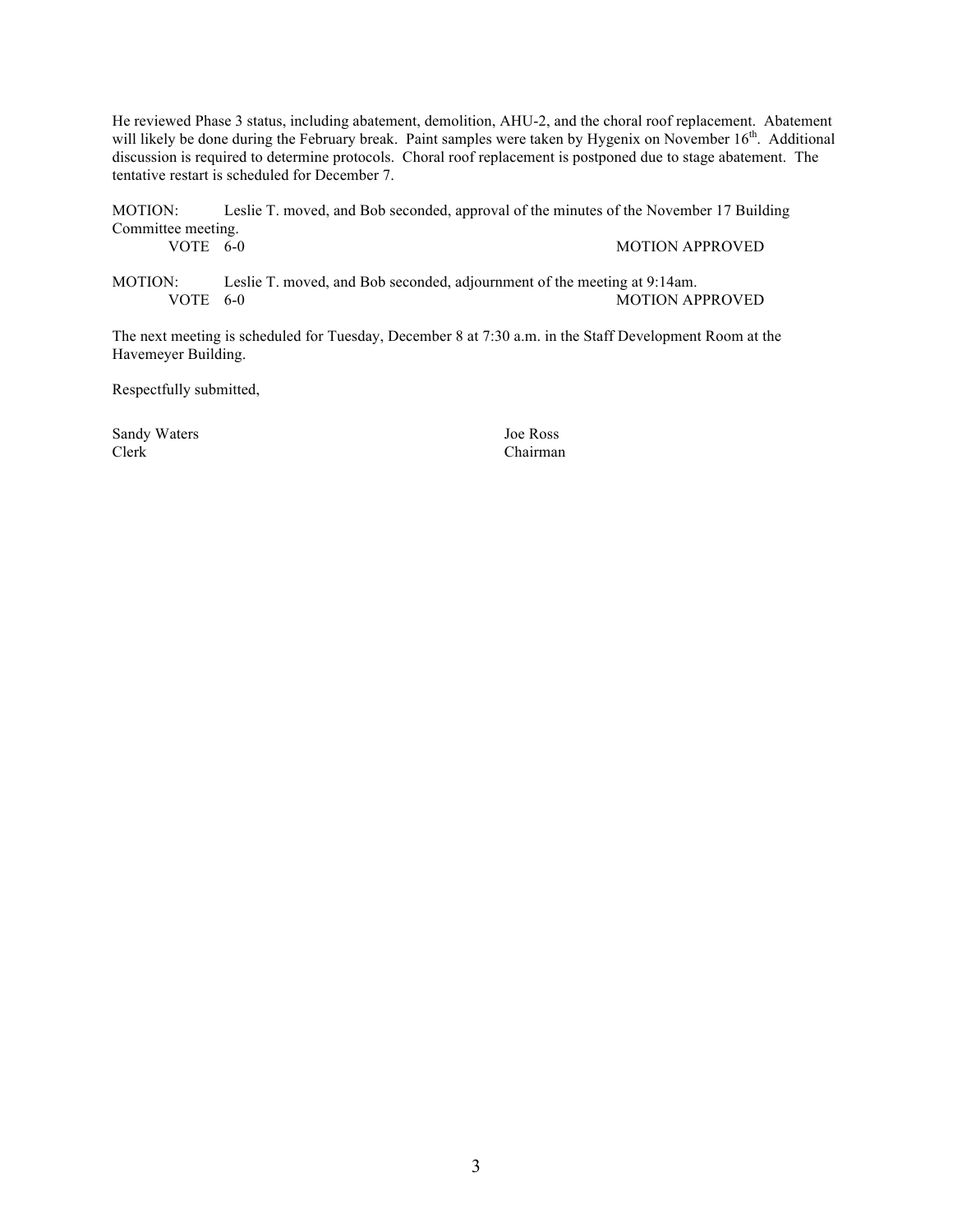He reviewed Phase 3 status, including abatement, demolition, AHU-2, and the choral roof replacement. Abatement will likely be done during the February break. Paint samples were taken by Hygenix on November 16th. Additional discussion is required to determine protocols. Choral roof replacement is postponed due to stage abatement. The tentative restart is scheduled for December 7.

MOTION: Leslie T. moved, and Bob seconded, approval of the minutes of the November 17 Building Committee meeting.

VOTE 6-0 — MOTION APPROVED

MOTION: Leslie T. moved, and Bob seconded, adjournment of the meeting at 9:14am.

VOTE 6-0 — MOTION APPROVED

The next meeting is scheduled for Tuesday, December 8 at 7:30 a.m. in the Staff Development Room at the Havemeyer Building.

Respectfully submitted,

Sandy Waters
Clerk

Joe Ross
Chairman